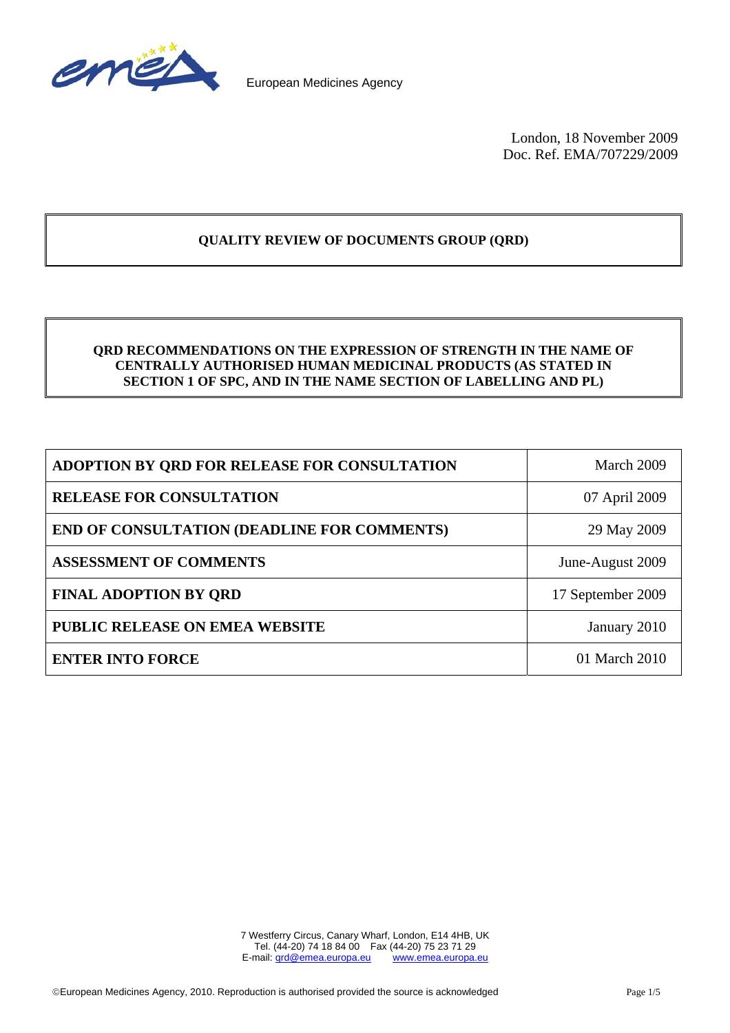European Medicines Agency

London, 18 November 2009
Doc. Ref. EMA/707229/2009

**QUALITY REVIEW OF DOCUMENTS GROUP (QRD)**

**QRD RECOMMENDATIONS ON THE EXPRESSION OF STRENGTH IN THE NAME OF CENTRALLY AUTHORISED HUMAN MEDICINAL PRODUCTS (AS STATED IN SECTION 1 OF SPC, AND IN THE NAME SECTION OF LABELLING AND PL)**

| | |
|---|---|
| **ADOPTION BY QRD FOR RELEASE FOR CONSULTATION** | March 2009 |
| **RELEASE FOR CONSULTATION** | 07 April 2009 |
| **END OF CONSULTATION (DEADLINE FOR COMMENTS)** | 29 May 2009 |
| **ASSESSMENT OF COMMENTS** | June-August 2009 |
| **FINAL ADOPTION BY QRD** | 17 September 2009 |
| **PUBLIC RELEASE ON EMEA WEBSITE** | January 2010 |
| **ENTER INTO FORCE** | 01 March 2010 |

7 Westferry Circus, Canary Wharf, London, E14 4HB, UK
Tel. (44-20) 74 18 84 00 Fax (44-20) 75 23 71 29
E-mail: qrd@emea.europa.eu www.emea.europa.eu

©European Medicines Agency, 2010. Reproduction is authorised provided the source is acknowledged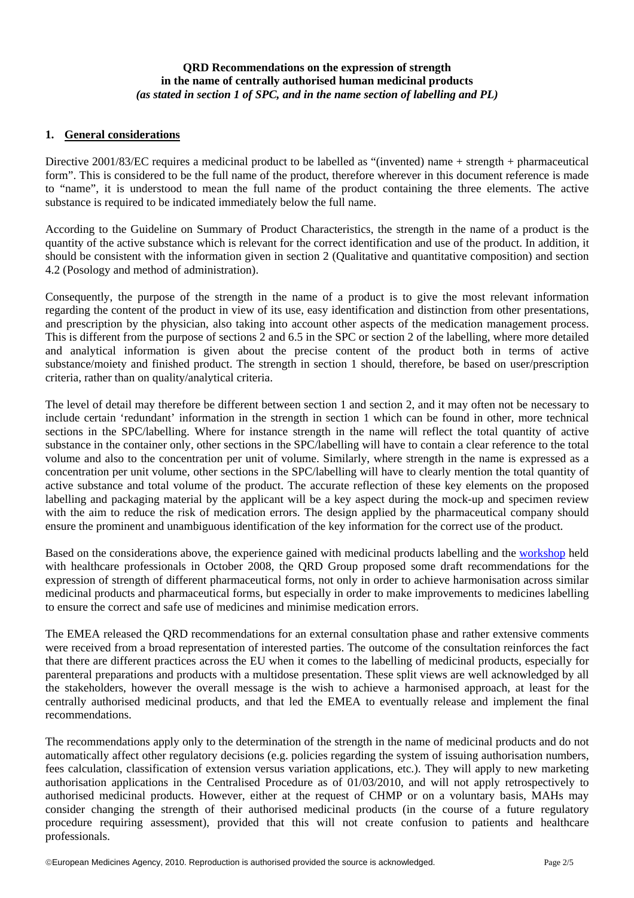**QRD Recommendations on the expression of strength in the name of centrally authorised human medicinal products**
***(as stated in section 1 of SPC, and in the name section of labelling and PL)***

## 1. General considerations

Directive 2001/83/EC requires a medicinal product to be labelled as "(invented) name + strength + pharmaceutical form". This is considered to be the full name of the product, therefore wherever in this document reference is made to "name", it is understood to mean the full name of the product containing the three elements. The active substance is required to be indicated immediately below the full name.

According to the Guideline on Summary of Product Characteristics, the strength in the name of a product is the quantity of the active substance which is relevant for the correct identification and use of the product. In addition, it should be consistent with the information given in section 2 (Qualitative and quantitative composition) and section 4.2 (Posology and method of administration).

Consequently, the purpose of the strength in the name of a product is to give the most relevant information regarding the content of the product in view of its use, easy identification and distinction from other presentations, and prescription by the physician, also taking into account other aspects of the medication management process. This is different from the purpose of sections 2 and 6.5 in the SPC or section 2 of the labelling, where more detailed and analytical information is given about the precise content of the product both in terms of active substance/moiety and finished product. The strength in section 1 should, therefore, be based on user/prescription criteria, rather than on quality/analytical criteria.

The level of detail may therefore be different between section 1 and section 2, and it may often not be necessary to include certain 'redundant' information in the strength in section 1 which can be found in other, more technical sections in the SPC/labelling. Where for instance strength in the name will reflect the total quantity of active substance in the container only, other sections in the SPC/labelling will have to contain a clear reference to the total volume and also to the concentration per unit of volume. Similarly, where strength in the name is expressed as a concentration per unit volume, other sections in the SPC/labelling will have to clearly mention the total quantity of active substance and total volume of the product. The accurate reflection of these key elements on the proposed labelling and packaging material by the applicant will be a key aspect during the mock-up and specimen review with the aim to reduce the risk of medication errors. The design applied by the pharmaceutical company should ensure the prominent and unambiguous identification of the key information for the correct use of the product.

Based on the considerations above, the experience gained with medicinal products labelling and the workshop held with healthcare professionals in October 2008, the QRD Group proposed some draft recommendations for the expression of strength of different pharmaceutical forms, not only in order to achieve harmonisation across similar medicinal products and pharmaceutical forms, but especially in order to make improvements to medicines labelling to ensure the correct and safe use of medicines and minimise medication errors.

The EMEA released the QRD recommendations for an external consultation phase and rather extensive comments were received from a broad representation of interested parties. The outcome of the consultation reinforces the fact that there are different practices across the EU when it comes to the labelling of medicinal products, especially for parenteral preparations and products with a multidose presentation. These split views are well acknowledged by all the stakeholders, however the overall message is the wish to achieve a harmonised approach, at least for the centrally authorised medicinal products, and that led the EMEA to eventually release and implement the final recommendations.

The recommendations apply only to the determination of the strength in the name of medicinal products and do not automatically affect other regulatory decisions (e.g. policies regarding the system of issuing authorisation numbers, fees calculation, classification of extension versus variation applications, etc.). They will apply to new marketing authorisation applications in the Centralised Procedure as of 01/03/2010, and will not apply retrospectively to authorised medicinal products. However, either at the request of CHMP or on a voluntary basis, MAHs may consider changing the strength of their authorised medicinal products (in the course of a future regulatory procedure requiring assessment), provided that this will not create confusion to patients and healthcare professionals.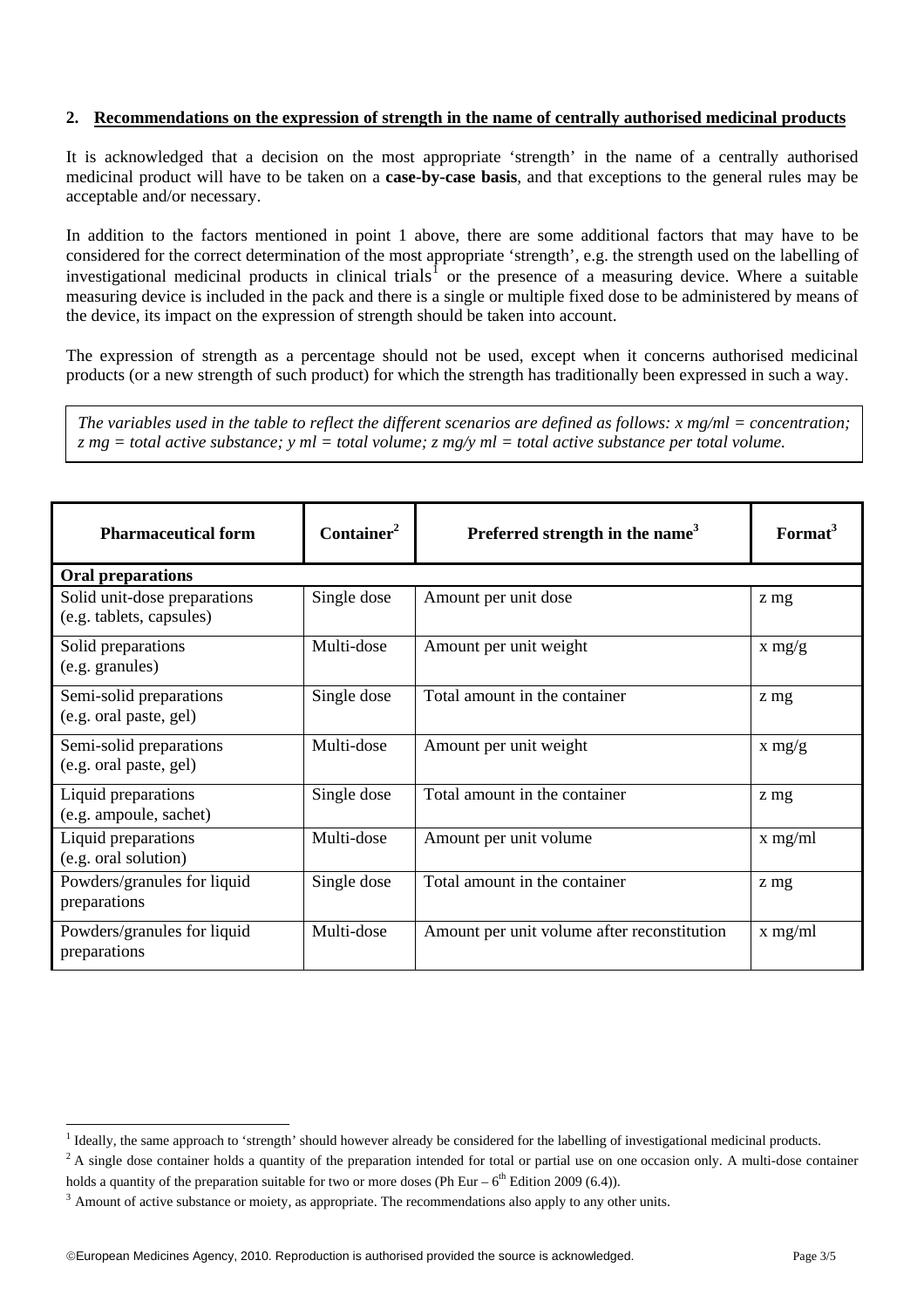## 2. Recommendations on the expression of strength in the name of centrally authorised medicinal products

It is acknowledged that a decision on the most appropriate 'strength' in the name of a centrally authorised medicinal product will have to be taken on a **case-by-case basis**, and that exceptions to the general rules may be acceptable and/or necessary.

In addition to the factors mentioned in point 1 above, there are some additional factors that may have to be considered for the correct determination of the most appropriate 'strength', e.g. the strength used on the labelling of investigational medicinal products in clinical trials[1] or the presence of a measuring device. Where a suitable measuring device is included in the pack and there is a single or multiple fixed dose to be administered by means of the device, its impact on the expression of strength should be taken into account.

The expression of strength as a percentage should not be used, except when it concerns authorised medicinal products (or a new strength of such product) for which the strength has traditionally been expressed in such a way.

*The variables used in the table to reflect the different scenarios are defined as follows: x mg/ml = concentration; z mg = total active substance; y ml = total volume; z mg/y ml = total active substance per total volume.*

| Pharmaceutical form | Container[2] | Preferred strength in the name[3] | Format[3] |
|---|---|---|---|
| **Oral preparations** | | | |
| Solid unit-dose preparations (e.g. tablets, capsules) | Single dose | Amount per unit dose | z mg |
| Solid preparations (e.g. granules) | Multi-dose | Amount per unit weight | x mg/g |
| Semi-solid preparations (e.g. oral paste, gel) | Single dose | Total amount in the container | z mg |
| Semi-solid preparations (e.g. oral paste, gel) | Multi-dose | Amount per unit weight | x mg/g |
| Liquid preparations (e.g. ampoule, sachet) | Single dose | Total amount in the container | z mg |
| Liquid preparations (e.g. oral solution) | Multi-dose | Amount per unit volume | x mg/ml |
| Powders/granules for liquid preparations | Single dose | Total amount in the container | z mg |
| Powders/granules for liquid preparations | Multi-dose | Amount per unit volume after reconstitution | x mg/ml |

[1] Ideally, the same approach to 'strength' should however already be considered for the labelling of investigational medicinal products.

[2] A single dose container holds a quantity of the preparation intended for total or partial use on one occasion only. A multi-dose container holds a quantity of the preparation suitable for two or more doses (Ph Eur – 6th Edition 2009 (6.4)).

[3] Amount of active substance or moiety, as appropriate. The recommendations also apply to any other units.

©European Medicines Agency, 2010. Reproduction is authorised provided the source is acknowledged.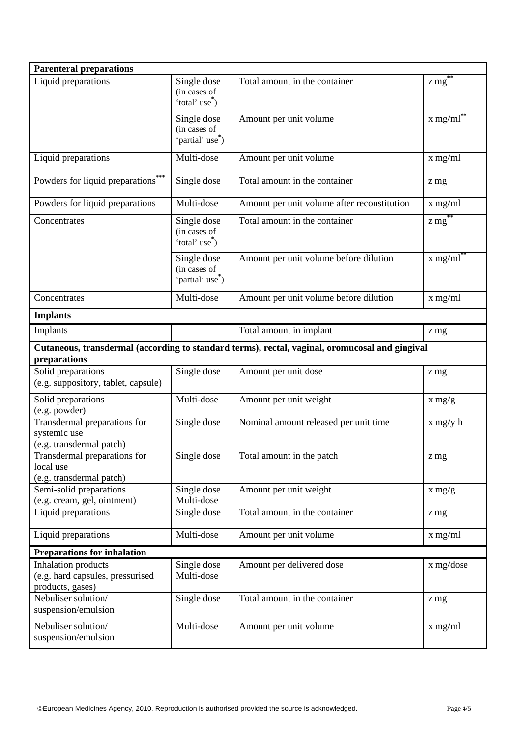| **Parenteral preparations** | | | |
|---|---|---|---|
| Liquid preparations | Single dose (in cases of 'total' use*) | Total amount in the container | z mg** |
| | Single dose (in cases of 'partial' use*) | Amount per unit volume | x mg/ml** |
| Liquid preparations | Multi-dose | Amount per unit volume | x mg/ml |
| Powders for liquid preparations*** | Single dose | Total amount in the container | z mg |
| Powders for liquid preparations | Multi-dose | Amount per unit volume after reconstitution | x mg/ml |
| Concentrates | Single dose (in cases of 'total' use*) | Total amount in the container | z mg** |
| | Single dose (in cases of 'partial' use*) | Amount per unit volume before dilution | x mg/ml** |
| Concentrates | Multi-dose | Amount per unit volume before dilution | x mg/ml |
| **Implants** | | | |
| Implants | | Total amount in implant | z mg |
| **Cutaneous, transdermal (according to standard terms), rectal, vaginal, oromucosal and gingival preparations** | | | |
| Solid preparations (e.g. suppository, tablet, capsule) | Single dose | Amount per unit dose | z mg |
| Solid preparations (e.g. powder) | Multi-dose | Amount per unit weight | x mg/g |
| Transdermal preparations for systemic use (e.g. transdermal patch) | Single dose | Nominal amount released per unit time | x mg/y h |
| Transdermal preparations for local use (e.g. transdermal patch) | Single dose | Total amount in the patch | z mg |
| Semi-solid preparations (e.g. cream, gel, ointment) | Single dose Multi-dose | Amount per unit weight | x mg/g |
| Liquid preparations | Single dose | Total amount in the container | z mg |
| Liquid preparations | Multi-dose | Amount per unit volume | x mg/ml |
| **Preparations for inhalation** | | | |
| Inhalation products (e.g. hard capsules, pressurised products, gases) | Single dose Multi-dose | Amount per delivered dose | x mg/dose |
| Nebuliser solution/ suspension/emulsion | Single dose | Total amount in the container | z mg |
| Nebuliser solution/ suspension/emulsion | Multi-dose | Amount per unit volume | x mg/ml |

©European Medicines Agency, 2010. Reproduction is authorised provided the source is acknowledged.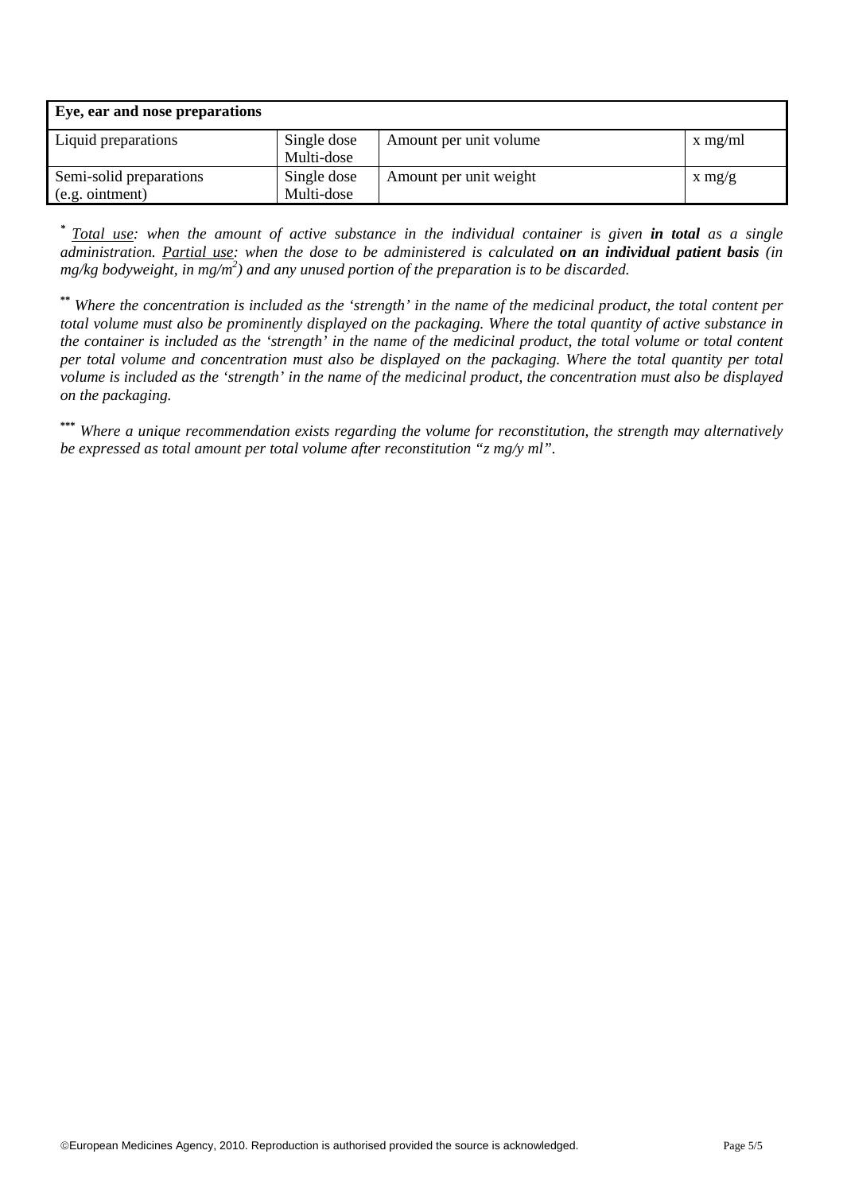| Eye, ear and nose preparations | | | |
|---|---|---|---|
| Liquid preparations | Single dose<br>Multi-dose | Amount per unit volume | x mg/ml |
| Semi-solid preparations<br>(e.g. ointment) | Single dose<br>Multi-dose | Amount per unit weight | x mg/g |

\* *<u>Total use</u>: when the amount of active substance in the individual container is given **in total** as a single administration. <u>Partial use</u>: when the dose to be administered is calculated **on an individual patient basis** (in mg/kg bodyweight, in mg/m$^2$) and any unused portion of the preparation is to be discarded.*

\*\* *Where the concentration is included as the 'strength' in the name of the medicinal product, the total content per total volume must also be prominently displayed on the packaging. Where the total quantity of active substance in the container is included as the 'strength' in the name of the medicinal product, the total volume or total content per total volume and concentration must also be displayed on the packaging. Where the total quantity per total volume is included as the 'strength' in the name of the medicinal product, the concentration must also be displayed on the packaging.*

\*\*\* *Where a unique recommendation exists regarding the volume for reconstitution, the strength may alternatively be expressed as total amount per total volume after reconstitution "z mg/y ml".*

©European Medicines Agency, 2010. Reproduction is authorised provided the source is acknowledged.